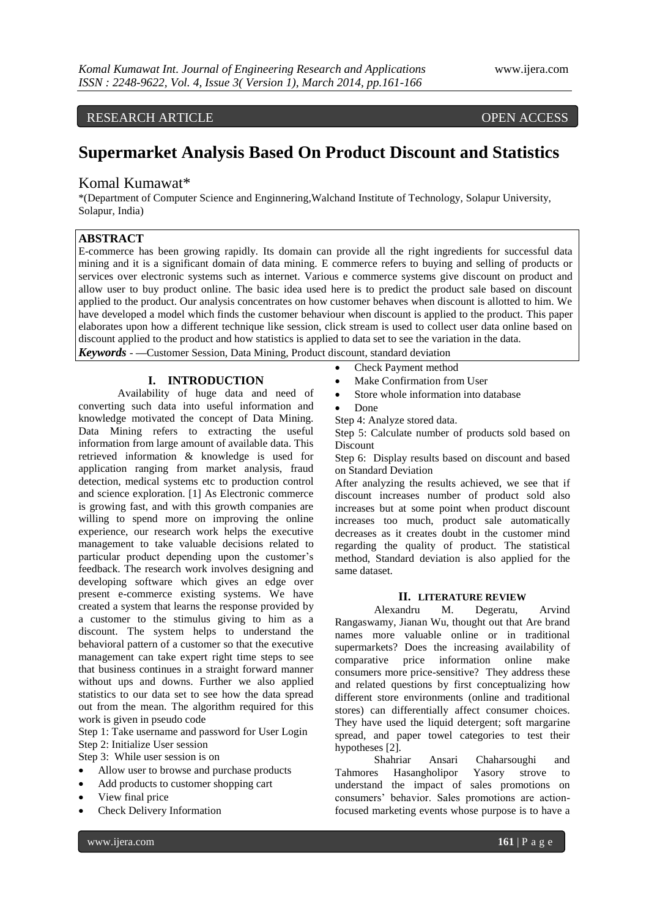RESEARCH ARTICLE OPEN ACCESS

# Supermarket Analysis Based On Product Discount and Statistics

Komal Kumawat*

*(Department of Computer Science and Enginnering,Walchand Institute of Technology, Solapur University, Solapur, India)

## ABSTRACT

E-commerce has been growing rapidly. Its domain can provide all the right ingredients for successful data mining and it is a significant domain of data mining. E commerce refers to buying and selling of products or services over electronic systems such as internet. Various e commerce systems give discount on product and allow user to buy product online. The basic idea used here is to predict the product sale based on discount applied to the product. Our analysis concentrates on how customer behaves when discount is allotted to him. We have developed a model which finds the customer behaviour when discount is applied to the product. This paper elaborates upon how a different technique like session, click stream is used to collect user data online based on discount applied to the product and how statistics is applied to data set to see the variation in the data.

***Keywords*** - —Customer Session, Data Mining, Product discount, standard deviation

## I. INTRODUCTION

Availability of huge data and need of converting such data into useful information and knowledge motivated the concept of Data Mining. Data Mining refers to extracting the useful information from large amount of available data. This retrieved information & knowledge is used for application ranging from market analysis, fraud detection, medical systems etc to production control and science exploration. [1] As Electronic commerce is growing fast, and with this growth companies are willing to spend more on improving the online experience, our research work helps the executive management to take valuable decisions related to particular product depending upon the customer's feedback. The research work involves designing and developing software which gives an edge over present e-commerce existing systems. We have created a system that learns the response provided by a customer to the stimulus giving to him as a discount. The system helps to understand the behavioral pattern of a customer so that the executive management can take expert right time steps to see that business continues in a straight forward manner without ups and downs. Further we also applied statistics to our data set to see how the data spread out from the mean. The algorithm required for this work is given in pseudo code

Step 1: Take username and password for User Login

Step 2: Initialize User session

Step 3: While user session is on

- Allow user to browse and purchase products
- Add products to customer shopping cart
- View final price
- Check Delivery Information
- Check Payment method
- Make Confirmation from User
- Store whole information into database
- Done

Step 4: Analyze stored data.

Step 5: Calculate number of products sold based on Discount

Step 6: Display results based on discount and based on Standard Deviation

After analyzing the results achieved, we see that if discount increases number of product sold also increases but at some point when product discount increases too much, product sale automatically decreases as it creates doubt in the customer mind regarding the quality of product. The statistical method, Standard deviation is also applied for the same dataset.

## II. LITERATURE REVIEW

Alexandru M. Degeratu, Arvind Rangaswamy, Jianan Wu, thought out that Are brand names more valuable online or in traditional supermarkets? Does the increasing availability of comparative price information online make consumers more price-sensitive? They address these and related questions by first conceptualizing how different store environments (online and traditional stores) can differentially affect consumer choices. They have used the liquid detergent; soft margarine spread, and paper towel categories to test their hypotheses [2].

Shahriar Ansari Chaharsoughi and Tahmores Hasangholipor Yasory strove to understand the impact of sales promotions on consumers' behavior. Sales promotions are action-focused marketing events whose purpose is to have a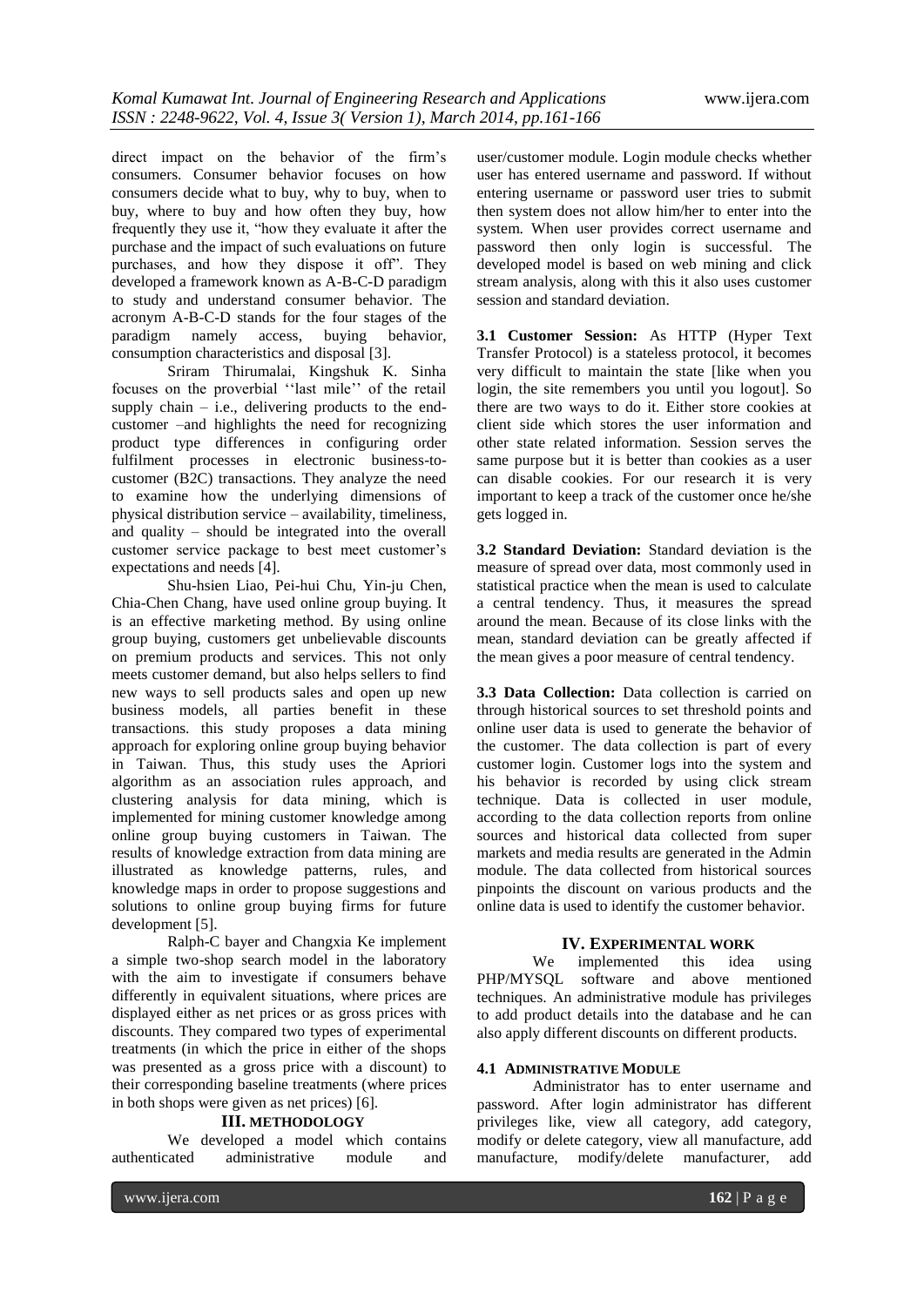direct impact on the behavior of the firm's consumers. Consumer behavior focuses on how consumers decide what to buy, why to buy, when to buy, where to buy and how often they buy, how frequently they use it, "how they evaluate it after the purchase and the impact of such evaluations on future purchases, and how they dispose it off". They developed a framework known as A-B-C-D paradigm to study and understand consumer behavior. The acronym A-B-C-D stands for the four stages of the paradigm namely access, buying behavior, consumption characteristics and disposal [3].

Sriram Thirumalai, Kingshuk K. Sinha focuses on the proverbial ''last mile'' of the retail supply chain – i.e., delivering products to the end-customer –and highlights the need for recognizing product type differences in configuring order fulfilment processes in electronic business-to-customer (B2C) transactions. They analyze the need to examine how the underlying dimensions of physical distribution service – availability, timeliness, and quality – should be integrated into the overall customer service package to best meet customer's expectations and needs [4].

Shu-hsien Liao, Pei-hui Chu, Yin-ju Chen, Chia-Chen Chang, have used online group buying. It is an effective marketing method. By using online group buying, customers get unbelievable discounts on premium products and services. This not only meets customer demand, but also helps sellers to find new ways to sell products sales and open up new business models, all parties benefit in these transactions. this study proposes a data mining approach for exploring online group buying behavior in Taiwan. Thus, this study uses the Apriori algorithm as an association rules approach, and clustering analysis for data mining, which is implemented for mining customer knowledge among online group buying customers in Taiwan. The results of knowledge extraction from data mining are illustrated as knowledge patterns, rules, and knowledge maps in order to propose suggestions and solutions to online group buying firms for future development [5].

Ralph-C bayer and Changxia Ke implement a simple two-shop search model in the laboratory with the aim to investigate if consumers behave differently in equivalent situations, where prices are displayed either as net prices or as gross prices with discounts. They compared two types of experimental treatments (in which the price in either of the shops was presented as a gross price with a discount) to their corresponding baseline treatments (where prices in both shops were given as net prices) [6].

## III. METHODOLOGY

We developed a model which contains authenticated administrative module and user/customer module. Login module checks whether user has entered username and password. If without entering username or password user tries to submit then system does not allow him/her to enter into the system. When user provides correct username and password then only login is successful. The developed model is based on web mining and click stream analysis, along with this it also uses customer session and standard deviation.

**3.1 Customer Session:** As HTTP (Hyper Text Transfer Protocol) is a stateless protocol, it becomes very difficult to maintain the state [like when you login, the site remembers you until you logout]. So there are two ways to do it. Either store cookies at client side which stores the user information and other state related information. Session serves the same purpose but it is better than cookies as a user can disable cookies. For our research it is very important to keep a track of the customer once he/she gets logged in.

**3.2 Standard Deviation:** Standard deviation is the measure of spread over data, most commonly used in statistical practice when the mean is used to calculate a central tendency. Thus, it measures the spread around the mean. Because of its close links with the mean, standard deviation can be greatly affected if the mean gives a poor measure of central tendency.

**3.3 Data Collection:** Data collection is carried on through historical sources to set threshold points and online user data is used to generate the behavior of the customer. The data collection is part of every customer login. Customer logs into the system and his behavior is recorded by using click stream technique. Data is collected in user module, according to the data collection reports from online sources and historical data collected from super markets and media results are generated in the Admin module. The data collected from historical sources pinpoints the discount on various products and the online data is used to identify the customer behavior.

## IV. EXPERIMENTAL WORK

We implemented this idea using PHP/MYSQL software and above mentioned techniques. An administrative module has privileges to add product details into the database and he can also apply different discounts on different products.

### 4.1 ADMINISTRATIVE MODULE

Administrator has to enter username and password. After login administrator has different privileges like, view all category, add category, modify or delete category, view all manufacture, add manufacture, modify/delete manufacturer, add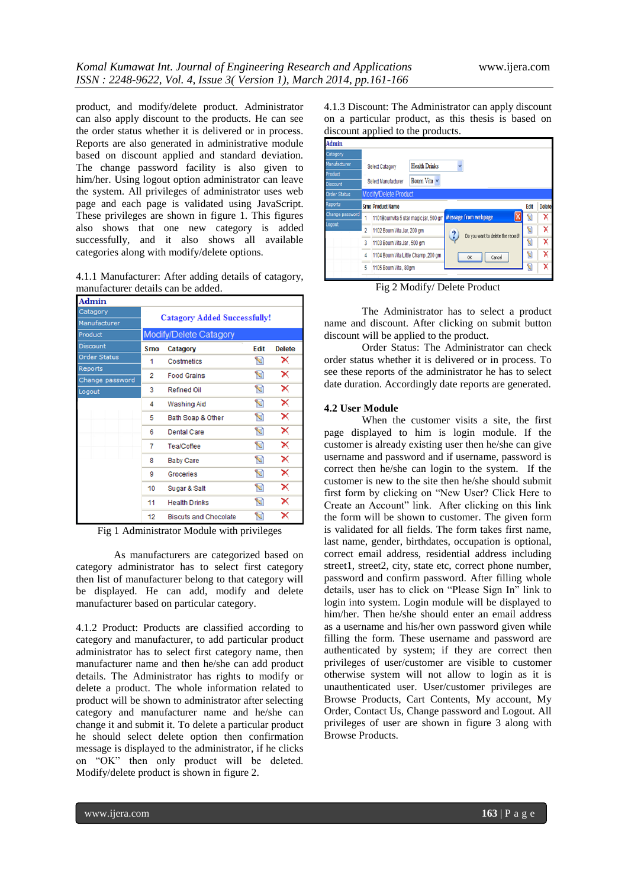product, and modify/delete product. Administrator can also apply discount to the products. He can see the order status whether it is delivered or in process. Reports are also generated in administrative module based on discount applied and standard deviation. The change password facility is also given to him/her. Using logout option administrator can leave the system. All privileges of administrator uses web page and each page is validated using JavaScript. These privileges are shown in figure 1. This figures also shows that one new category is added successfully, and it also shows all available categories along with modify/delete options.

4.1.1 Manufacturer: After adding details of catagory, manufacturer details can be added.

Fig 1 Administrator Module with privileges

As manufacturers are categorized based on category administrator has to select first category then list of manufacturer belong to that category will be displayed. He can add, modify and delete manufacturer based on particular category.

4.1.2 Product: Products are classified according to category and manufacturer, to add particular product administrator has to select first category name, then manufacturer name and then he/she can add product details. The Administrator has rights to modify or delete a product. The whole information related to product will be shown to administrator after selecting category and manufacturer name and he/she can change it and submit it. To delete a particular product he should select delete option then confirmation message is displayed to the administrator, if he clicks on "OK" then only product will be deleted. Modify/delete product is shown in figure 2.

4.1.3 Discount: The Administrator can apply discount on a particular product, as this thesis is based on discount applied to the products.

Fig 2 Modify/ Delete Product

The Administrator has to select a product name and discount. After clicking on submit button discount will be applied to the product.

Order Status: The Administrator can check order status whether it is delivered or in process. To see these reports of the administrator he has to select date duration. Accordingly date reports are generated.

## 4.2 User Module

When the customer visits a site, the first page displayed to him is login module. If the customer is already existing user then he/she can give username and password and if username, password is correct then he/she can login to the system. If the customer is new to the site then he/she should submit first form by clicking on "New User? Click Here to Create an Account" link. After clicking on this link the form will be shown to customer. The given form is validated for all fields. The form takes first name, last name, gender, birthdates, occupation is optional, correct email address, residential address including street1, street2, city, state etc, correct phone number, password and confirm password. After filling whole details, user has to click on "Please Sign In" link to login into system. Login module will be displayed to him/her. Then he/she should enter an email address as a username and his/her own password given while filling the form. These username and password are authenticated by system; if they are correct then privileges of user/customer are visible to customer otherwise system will not allow to login as it is unauthenticated user. User/customer privileges are Browse Products, Cart Contents, My account, My Order, Contact Us, Change password and Logout. All privileges of user are shown in figure 3 along with Browse Products.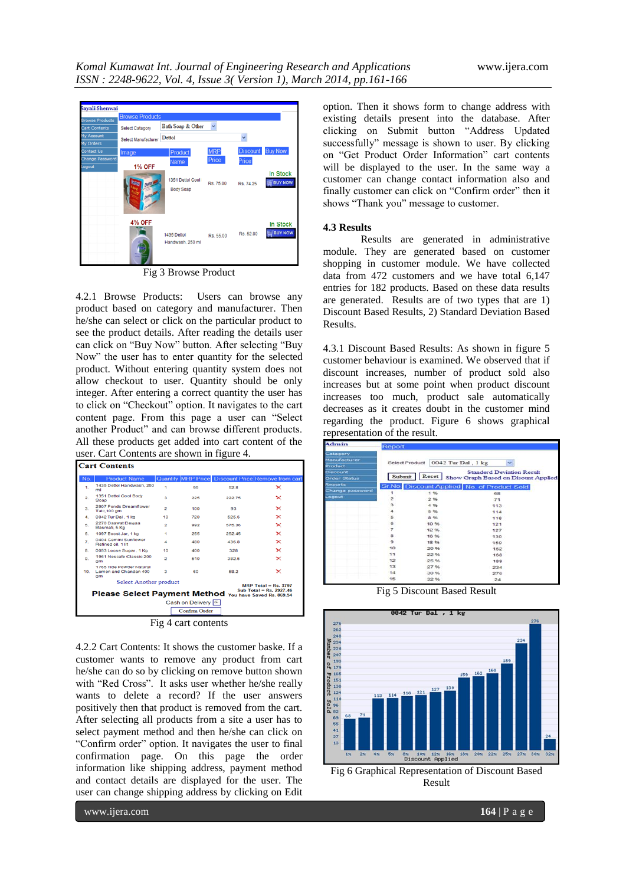Fig 3 Browse Product

4.2.1 Browse Products: Users can browse any product based on category and manufacturer. Then he/she can select or click on the particular product to see the product details. After reading the details user can click on "Buy Now" button. After selecting "Buy Now" the user has to enter quantity for the selected product. Without entering quantity system does not allow checkout to user. Quantity should be only integer. After entering a correct quantity the user has to click on "Checkout" option. It navigates to the cart content page. From this page a user can "Select another Product" and can browse different products. All these products get added into cart content of the user. Cart Contents are shown in figure 4.

Fig 4 cart contents

4.2.2 Cart Contents: It shows the customer baske. If a customer wants to remove any product from cart he/she can do so by clicking on remove button shown with "Red Cross". It asks user whether he/she really wants to delete a record? If the user answers positively then that product is removed from the cart. After selecting all products from a site a user has to select payment method and then he/she can click on "Confirm order" option. It navigates the user to final confirmation page. On this page the order information like shipping address, payment method and contact details are displayed for the user. The user can change shipping address by clicking on Edit option. Then it shows form to change address with existing details present into the database. After clicking on Submit button "Address Updated successfully" message is shown to user. By clicking on "Get Product Order Information" cart contents will be displayed to the user. In the same way a customer can change contact information also and finally customer can click on "Confirm order" then it shows "Thank you" message to customer.

### 4.3 Results

Results are generated in administrative module. They are generated based on customer shopping in customer module. We have collected data from 472 customers and we have total 6,147 entries for 182 products. Based on these data results are generated. Results are of two types that are 1) Discount Based Results, 2) Standard Deviation Based Results.

4.3.1 Discount Based Results: As shown in figure 5 customer behaviour is examined. We observed that if discount increases, number of product sold also increases but at some point when product discount increases too much, product sale automatically decreases as it creates doubt in the customer mind regarding the product. Figure 6 shows graphical representation of the result.

Fig 5 Discount Based Result

Fig 6 Graphical Representation of Discount Based Result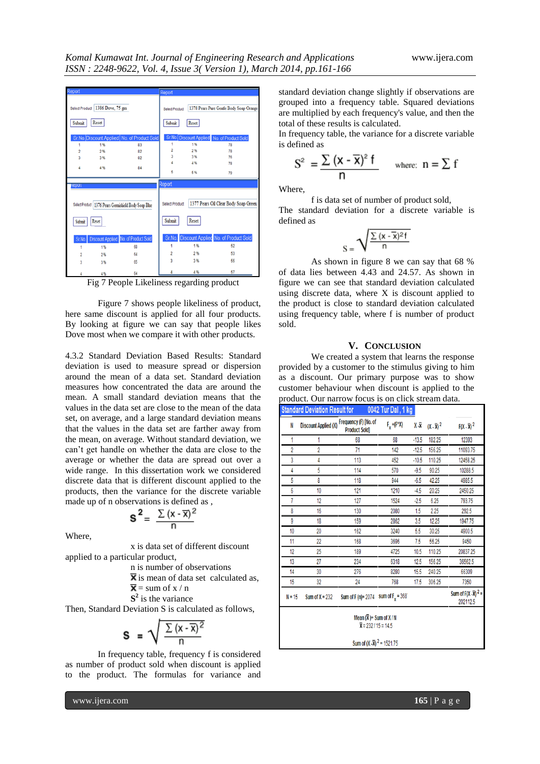| Sr.No | Discount Applied | No. of Product Sold |
|---|---|---|
| 1 | 1 % | 83 |
| 2 | 2 % | 82 |
| 3 | 3 % | 82 |
| 4 | 4 % | 84 |

Report — Select Product: 1386 Dove, 75 gm

| Sr.No | Discount Applied | No. of Product Sold |
|---|---|---|
| 1 | 1 % | 78 |
| 2 | 2 % | 78 |
| 3 | 3 % | 76 |
| 4 | 4 % | 78 |
| 5 | 5 % | 79 |

Report — Select Product: 1378 Pears Pure Gentle Body Soap Orange

| Sr.No | Discount Applied | No. of Product Sold |
|---|---|---|
| 1 | 1 % | 68 |
| 2 | 2 % | 64 |
| 3 | 3 % | 65 |
| 4 | 4 % | 64 |

Report — Select Product: 1376 Pears Germishield Body Soap Blue

| Sr.No | Discount Applied | No. of Product Sold |
|---|---|---|
| 1 | 1 % | 52 |
| 2 | 2 % | 53 |
| 3 | 3 % | 55 |
| 4 | 4 % | 57 |

Report — Select Product: 1377 Pears Oil Clear Body Soap Green

Fig 7 People Likeliness regarding product

Figure 7 shows people likeliness of product, here same discount is applied for all four products. By looking at figure we can say that people likes Dove most when we compare it with other products.

4.3.2 Standard Deviation Based Results: Standard deviation is used to measure spread or dispersion around the mean of a data set. Standard deviation measures how concentrated the data are around the mean. A small standard deviation means that the values in the data set are close to the mean of the data set, on average, and a large standard deviation means that the values in the data set are farther away from the mean, on average. Without standard deviation, we can't get handle on whether the data are close to the average or whether the data are spread out over a wide range. In this dissertation work we considered discrete data that is different discount applied to the products, then the variance for the discrete variable made up of n observations is defined as ,

$$S^2 = \frac{\sum (x - \bar{x})^2}{n}$$

Where,

x is data set of different discount applied to a particular product,

n is number of observations

$\bar{X}$ is mean of data set calculated as,

$\bar{X}$ = sum of x / n

$S^2$ is the variance

Then, Standard Deviation S is calculated as follows,

$$S = \sqrt{\frac{\sum (x - \bar{x})^2}{n}}$$

In frequency table, frequency f is considered as number of product sold when discount is applied to the product. The formulas for variance and standard deviation change slightly if observations are grouped into a frequency table. Squared deviations are multiplied by each frequency's value, and then the total of these results is calculated.

In frequency table, the variance for a discrete variable is defined as

$$S^2 = \frac{\sum (x - \bar{x})^2 f}{n} \quad \text{where: } n = \sum f$$

Where,

f is data set of number of product sold,

The standard deviation for a discrete variable is defined as

$$S = \sqrt{\frac{\sum (x - \bar{x})^2 f}{n}}$$

As shown in figure 8 we can say that 68 % of data lies between 4.43 and 24.57. As shown in figure we can see that standard deviation calculated using discrete data, where X is discount applied to the product is close to standard deviation calculated using frequency table, where f is number of product sold.

## V. Conclusion

We created a system that learns the response provided by a customer to the stimulus giving to him as a discount. Our primary purpose was to show customer behaviour when discount is applied to the product. Our narrow focus is on click stream data.

Standard Deviation Result for 0042 Tur Dal , 1 kg

| N | Discount Applied (X) | Frequency (F) [No. of Product Sold] | $F_x = (F^*X)$ | $X - \bar{X}$ | $(X - \bar{X})^2$ | $F(X - \bar{X})^2$ |
|---|---|---|---|---|---|---|
| 1 | 1 | 68 | 68 | -13.5 | 182.25 | 12393 |
| 2 | 2 | 71 | 142 | -12.5 | 156.25 | 11093.75 |
| 3 | 4 | 113 | 452 | -10.5 | 110.25 | 12458.25 |
| 4 | 5 | 114 | 570 | -9.5 | 90.25 | 10288.5 |
| 5 | 8 | 118 | 944 | -6.5 | 42.25 | 4985.5 |
| 6 | 10 | 121 | 1210 | -4.5 | 20.25 | 2450.25 |
| 7 | 12 | 127 | 1524 | -2.5 | 6.25 | 793.75 |
| 8 | 16 | 130 | 2080 | 1.5 | 2.25 | 292.5 |
| 9 | 18 | 159 | 2862 | 3.5 | 12.25 | 1947.75 |
| 10 | 20 | 162 | 3240 | 5.5 | 30.25 | 4900.5 |
| 11 | 22 | 168 | 3696 | 7.5 | 56.25 | 9450 |
| 12 | 25 | 189 | 4725 | 10.5 | 110.25 | 20837.25 |
| 13 | 27 | 234 | 6318 | 12.5 | 156.25 | 36562.5 |
| 14 | 30 | 276 | 8280 | 15.5 | 240.25 | 66309 |
| 15 | 32 | 24 | 768 | 17.5 | 306.25 | 7350 |
| N = 15 | Sum of X = 232 | Sum of F (n) = 2074 | sum of $F_x$ = 368 | | | Sum of $F(X - \bar{X})^2$ = 202112.5 |

Mean ($\bar{X}$) = Sum of X / N

$\bar{X}$ = 232 / 15 = 14.5

Sum of $(X - \bar{X})^2$ = 1521.75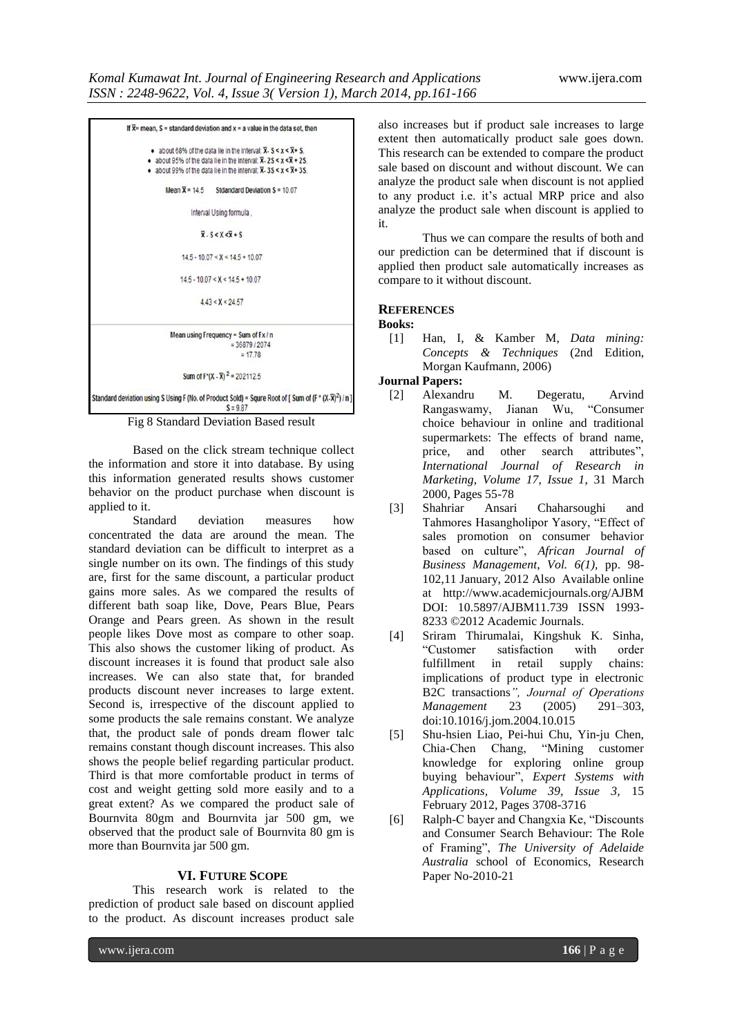If $\overline{x}$= mean, S = standard deviation and x = a value in the data set, then

- about 68% of the data lie in the interval: $\overline{x}$ - S < x < $\overline{x}$ + S.
- about 95% of the data lie in the interval: $\overline{x}$ - 2S < x < $\overline{x}$ + 2S.
- about 99% of the data lie in the interval: $\overline{x}$ - 3S < x < $\overline{x}$ + 3S.

Mean $\overline{x}$ = 14.5 Stdandard Deviation S = 10.07

Interval Using formula ,

$$\overline{x} - S < X < \overline{x} + S$$

$$14.5 - 10.07 < X < 14.5 + 10.07$$

$$14.5 - 10.07 < X < 14.5 + 10.07$$

$$4.43 < X < 24.57$$

Mean using Frequency = Sum of Fx / n
= 36879 / 2074
= 17.78

Sum of $F*(X - \overline{X})^2$ = 202112.5

Standard deviation using S Using F (No. of Product Sold) = Squre Root of [ Sum of $(F * (X-\overline{X})^2) / n$ ]
S = 9.87

Fig 8 Standard Deviation Based result

Based on the click stream technique collect the information and store it into database. By using this information generated results shows customer behavior on the product purchase when discount is applied to it.

Standard deviation measures how concentrated the data are around the mean. The standard deviation can be difficult to interpret as a single number on its own. The findings of this study are, first for the same discount, a particular product gains more sales. As we compared the results of different bath soap like, Dove, Pears Blue, Pears Orange and Pears green. As shown in the result people likes Dove most as compare to other soap. This also shows the customer liking of product. As discount increases it is found that product sale also increases. We can also state that, for branded products discount never increases to large extent. Second is, irrespective of the discount applied to some products the sale remains constant. We analyze that, the product sale of ponds dream flower talc remains constant though discount increases. This also shows the people belief regarding particular product. Third is that more comfortable product in terms of cost and weight getting sold more easily and to a great extent? As we compared the product sale of Bournvita 80gm and Bournvita jar 500 gm, we observed that the product sale of Bournvita 80 gm is more than Bournvita jar 500 gm.

## VI. Future Scope

This research work is related to the prediction of product sale based on discount applied to the product. As discount increases product sale also increases but if product sale increases to large extent then automatically product sale goes down. This research can be extended to compare the product sale based on discount and without discount. We can analyze the product sale when discount is not applied to any product i.e. it's actual MRP price and also analyze the product sale when discount is applied to it.

Thus we can compare the results of both and our prediction can be determined that if discount is applied then product sale automatically increases as compare to it without discount.

## References

**Books:**

[1] Han, I, & Kamber M, *Data mining: Concepts & Techniques* (2nd Edition, Morgan Kaufmann, 2006)

**Journal Papers:**

[2] Alexandru M. Degeratu, Arvind Rangaswamy, Jianan Wu, "Consumer choice behaviour in online and traditional supermarkets: The effects of brand name, price, and other search attributes", *International Journal of Research in Marketing, Volume 17, Issue 1,* 31 March 2000, Pages 55-78

[3] Shahriar Ansari Chaharsoughi and Tahmores Hasangholipor Yasory, "Effect of sales promotion on consumer behavior based on culture", *African Journal of Business Management, Vol. 6(1),* pp. 98-102,11 January, 2012 Also Available online at http://www.academicjournals.org/AJBM DOI: 10.5897/AJBM11.739 ISSN 1993-8233 ©2012 Academic Journals.

[4] Sriram Thirumalai, Kingshuk K. Sinha, "Customer satisfaction with order fulfillment in retail supply chains: implications of product type in electronic B2C transactions*", Journal of Operations Management* 23 (2005) 291–303, doi:10.1016/j.jom.2004.10.015

[5] Shu-hsien Liao, Pei-hui Chu, Yin-ju Chen, Chia-Chen Chang, "Mining customer knowledge for exploring online group buying behaviour", *Expert Systems with Applications, Volume 39, Issue 3,* 15 February 2012, Pages 3708-3716

[6] Ralph-C bayer and Changxia Ke, "Discounts and Consumer Search Behaviour: The Role of Framing", *The University of Adelaide Australia* school of Economics, Research Paper No-2010-21